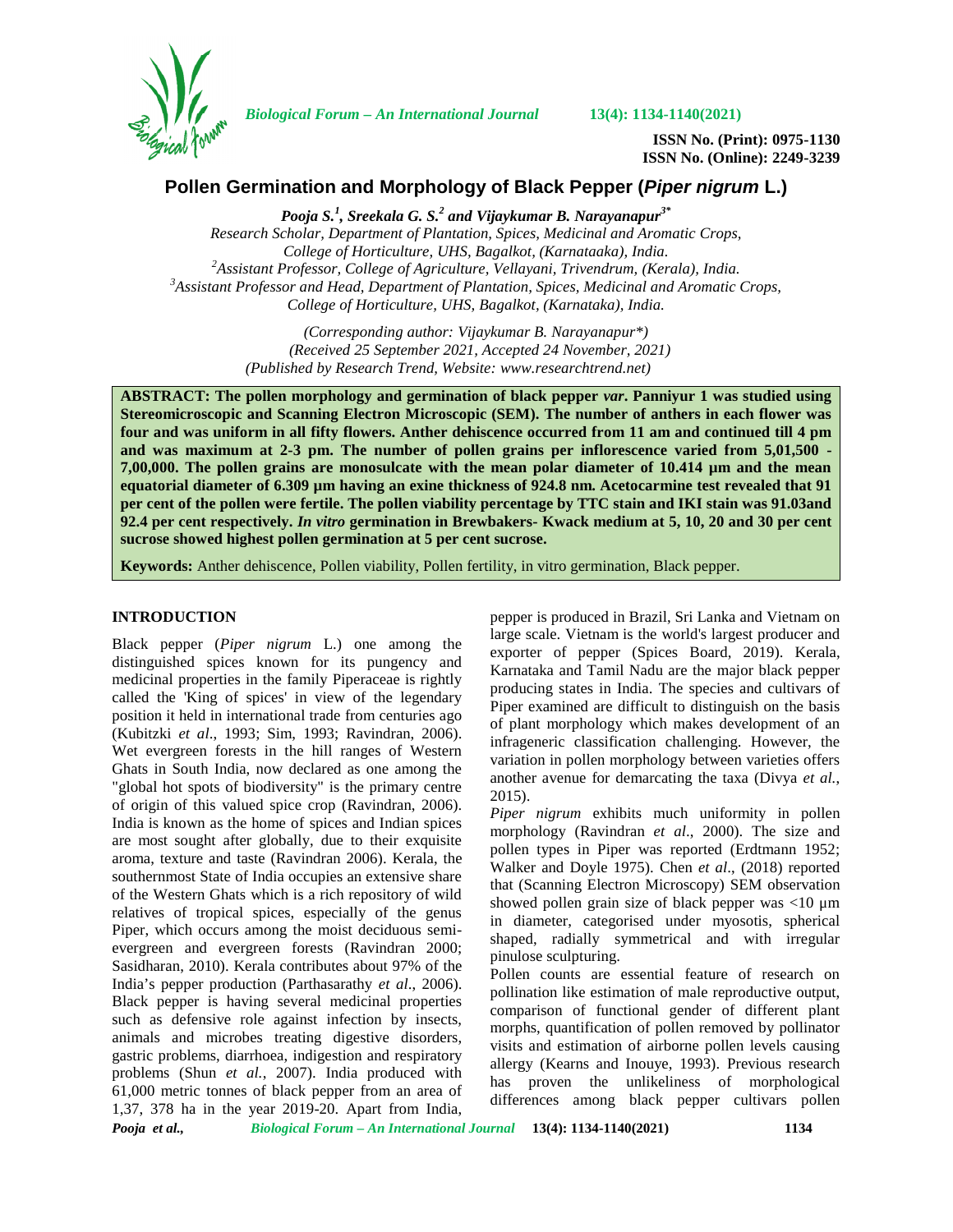# Pollen Germination and Morphology of Black Pepper (*Piper nigrum* L.)

***Pooja S.[1], Sreekala G. S.[2] and Vijaykumar B. Narayanapur[3*]***

*Research Scholar, Department of Plantation, Spices, Medicinal and Aromatic Crops, College of Horticulture, UHS, Bagalkot, (Karnataaka), India.*
*[2]Assistant Professor, College of Agriculture, Vellayani, Trivendrum, (Kerala), India.*
*[3]Assistant Professor and Head, Department of Plantation, Spices, Medicinal and Aromatic Crops, College of Horticulture, UHS, Bagalkot, (Karnataka), India.*

*(Corresponding author: Vijaykumar B. Narayanapur\*)*
*(Received 25 September 2021, Accepted 24 November, 2021)*
*(Published by Research Trend, Website: www.researchtrend.net)*

**ABSTRACT: The pollen morphology and germination of black pepper *var*. Panniyur 1 was studied using Stereomicroscopic and Scanning Electron Microscopic (SEM). The number of anthers in each flower was four and was uniform in all fifty flowers. Anther dehiscence occurred from 11 am and continued till 4 pm and was maximum at 2-3 pm. The number of pollen grains per inflorescence varied from 5,01,500 - 7,00,000. The pollen grains are monosulcate with the mean polar diameter of 10.414 µm and the mean equatorial diameter of 6.309 µm having an exine thickness of 924.8 nm. Acetocarmine test revealed that 91 per cent of the pollen were fertile. The pollen viability percentage by TTC stain and IKI stain was 91.03and 92.4 per cent respectively. *In vitro* germination in Brewbakers- Kwack medium at 5, 10, 20 and 30 per cent sucrose showed highest pollen germination at 5 per cent sucrose.**

**Keywords:** Anther dehiscence, Pollen viability, Pollen fertility, in vitro germination, Black pepper.

## INTRODUCTION

Black pepper (*Piper nigrum* L.) one among the distinguished spices known for its pungency and medicinal properties in the family Piperaceae is rightly called the 'King of spices' in view of the legendary position it held in international trade from centuries ago (Kubitzki *et al*., 1993; Sim, 1993; Ravindran, 2006). Wet evergreen forests in the hill ranges of Western Ghats in South India, now declared as one among the "global hot spots of biodiversity" is the primary centre of origin of this valued spice crop (Ravindran, 2006). India is known as the home of spices and Indian spices are most sought after globally, due to their exquisite aroma, texture and taste (Ravindran 2006). Kerala, the southernmost State of India occupies an extensive share of the Western Ghats which is a rich repository of wild relatives of tropical spices, especially of the genus Piper, which occurs among the moist deciduous semi-evergreen and evergreen forests (Ravindran 2000; Sasidharan, 2010). Kerala contributes about 97% of the India's pepper production (Parthasarathy *et al*., 2006). Black pepper is having several medicinal properties such as defensive role against infection by insects, animals and microbes treating digestive disorders, gastric problems, diarrhoea, indigestion and respiratory problems (Shun *et al.*, 2007). India produced with 61,000 metric tonnes of black pepper from an area of 1,37, 378 ha in the year 2019-20. Apart from India, pepper is produced in Brazil, Sri Lanka and Vietnam on large scale. Vietnam is the world's largest producer and exporter of pepper (Spices Board, 2019). Kerala, Karnataka and Tamil Nadu are the major black pepper producing states in India. The species and cultivars of Piper examined are difficult to distinguish on the basis of plant morphology which makes development of an infrageneric classification challenging. However, the variation in pollen morphology between varieties offers another avenue for demarcating the taxa (Divya *et al.*, 2015).

*Piper nigrum* exhibits much uniformity in pollen morphology (Ravindran *et al*., 2000). The size and pollen types in Piper was reported (Erdtmann 1952; Walker and Doyle 1975). Chen *et al*., (2018) reported that (Scanning Electron Microscopy) SEM observation showed pollen grain size of black pepper was <10 µm in diameter, categorised under myosotis, spherical shaped, radially symmetrical and with irregular pinulose sculpturing.

Pollen counts are essential feature of research on pollination like estimation of male reproductive output, comparison of functional gender of different plant morphs, quantification of pollen removed by pollinator visits and estimation of airborne pollen levels causing allergy (Kearns and Inouye, 1993). Previous research has proven the unlikeliness of morphological differences among black pepper cultivars pollen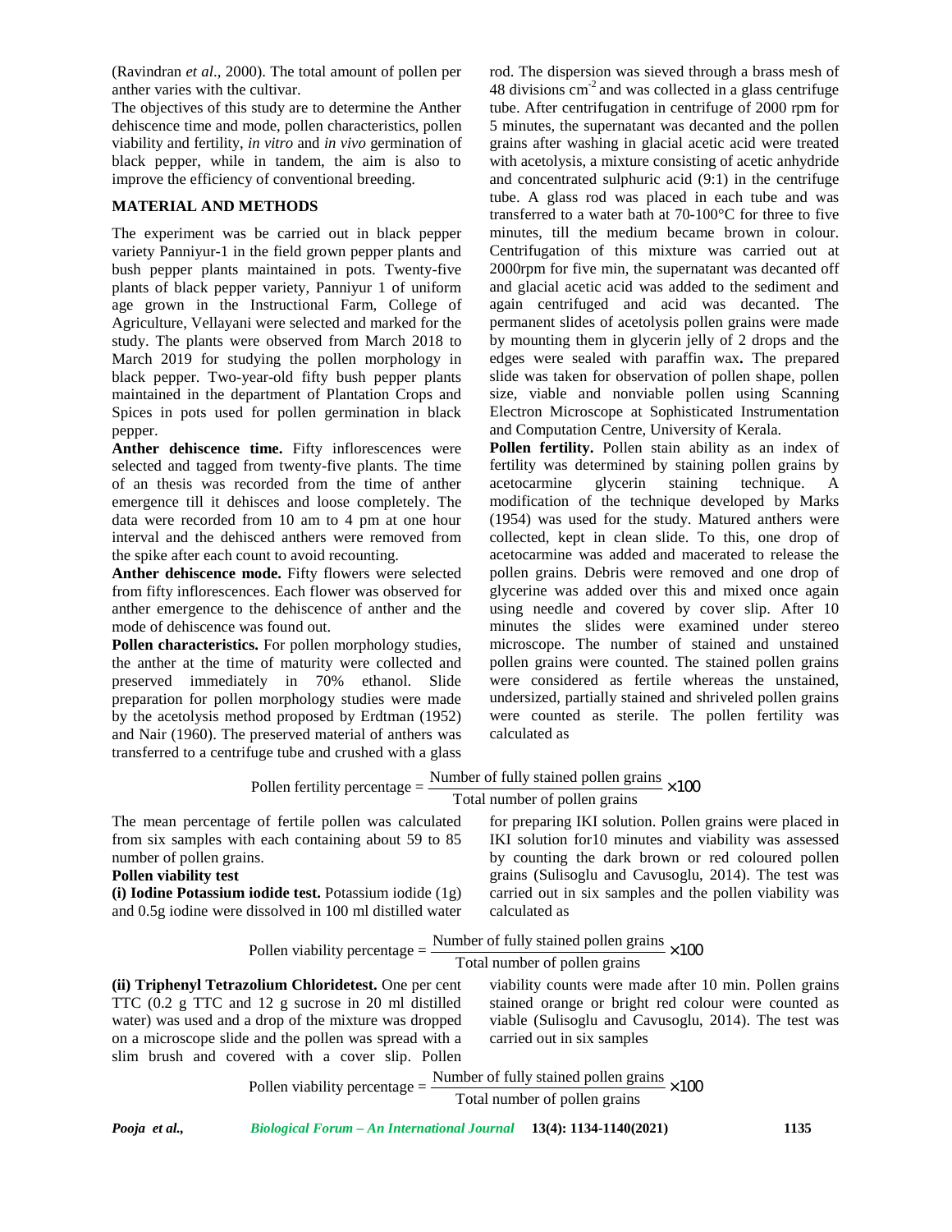(Ravindran *et al*., 2000). The total amount of pollen per anther varies with the cultivar.

The objectives of this study are to determine the Anther dehiscence time and mode, pollen characteristics, pollen viability and fertility, *in vitro* and *in vivo* germination of black pepper, while in tandem, the aim is also to improve the efficiency of conventional breeding.

## MATERIAL AND METHODS

The experiment was be carried out in black pepper variety Panniyur-1 in the field grown pepper plants and bush pepper plants maintained in pots. Twenty-five plants of black pepper variety, Panniyur 1 of uniform age grown in the Instructional Farm, College of Agriculture, Vellayani were selected and marked for the study. The plants were observed from March 2018 to March 2019 for studying the pollen morphology in black pepper. Two-year-old fifty bush pepper plants maintained in the department of Plantation Crops and Spices in pots used for pollen germination in black pepper.

**Anther dehiscence time.** Fifty inflorescences were selected and tagged from twenty-five plants. The time of an thesis was recorded from the time of anther emergence till it dehisces and loose completely. The data were recorded from 10 am to 4 pm at one hour interval and the dehisced anthers were removed from the spike after each count to avoid recounting.

**Anther dehiscence mode.** Fifty flowers were selected from fifty inflorescences. Each flower was observed for anther emergence to the dehiscence of anther and the mode of dehiscence was found out.

**Pollen characteristics.** For pollen morphology studies, the anther at the time of maturity were collected and preserved immediately in 70% ethanol. Slide preparation for pollen morphology studies were made by the acetolysis method proposed by Erdtman (1952) and Nair (1960). The preserved material of anthers was transferred to a centrifuge tube and crushed with a glass rod. The dispersion was sieved through a brass mesh of 48 divisions $cm^{-2}$ and was collected in a glass centrifuge tube. After centrifugation in centrifuge of 2000 rpm for 5 minutes, the supernatant was decanted and the pollen grains after washing in glacial acetic acid were treated with acetolysis, a mixture consisting of acetic anhydride and concentrated sulphuric acid (9:1) in the centrifuge tube. A glass rod was placed in each tube and was transferred to a water bath at 70-100°C for three to five minutes, till the medium became brown in colour. Centrifugation of this mixture was carried out at 2000rpm for five min, the supernatant was decanted off and glacial acetic acid was added to the sediment and again centrifuged and acid was decanted. The permanent slides of acetolysis pollen grains were made by mounting them in glycerin jelly of 2 drops and the edges were sealed with paraffin wax**.** The prepared slide was taken for observation of pollen shape, pollen size, viable and nonviable pollen using Scanning Electron Microscope at Sophisticated Instrumentation and Computation Centre, University of Kerala.

**Pollen fertility.** Pollen stain ability as an index of fertility was determined by staining pollen grains by acetocarmine glycerin staining technique. A modification of the technique developed by Marks (1954) was used for the study. Matured anthers were collected, kept in clean slide. To this, one drop of acetocarmine was added and macerated to release the pollen grains. Debris were removed and one drop of glycerine was added over this and mixed once again using needle and covered by cover slip. After 10 minutes the slides were examined under stereo microscope. The number of stained and unstained pollen grains were counted. The stained pollen grains were considered as fertile whereas the unstained, undersized, partially stained and shriveled pollen grains were counted as sterile. The pollen fertility was calculated as

$$\text{Pollen fertility percentage} = \frac{\text{Number of fully stained pollen grains}}{\text{Total number of pollen grains}} \times 100$$

The mean percentage of fertile pollen was calculated from six samples with each containing about 59 to 85 number of pollen grains.

**Pollen viability test**

**(i) Iodine Potassium iodide test.** Potassium iodide (1g) and 0.5g iodine were dissolved in 100 ml distilled water for preparing IKI solution. Pollen grains were placed in IKI solution for10 minutes and viability was assessed by counting the dark brown or red coloured pollen grains (Sulisoglu and Cavusoglu, 2014). The test was carried out in six samples and the pollen viability was calculated as

$$\text{Pollen viability percentage} = \frac{\text{Number of fully stained pollen grains}}{\text{Total number of pollen grains}} \times 100$$

**(ii) Triphenyl Tetrazolium Chloridetest.** One per cent TTC (0.2 g TTC and 12 g sucrose in 20 ml distilled water) was used and a drop of the mixture was dropped on a microscope slide and the pollen was spread with a slim brush and covered with a cover slip. Pollen viability counts were made after 10 min. Pollen grains stained orange or bright red colour were counted as viable (Sulisoglu and Cavusoglu, 2014). The test was carried out in six samples

$$\text{Pollen viability percentage} = \frac{\text{Number of fully stained pollen grains}}{\text{Total number of pollen grains}} \times 100$$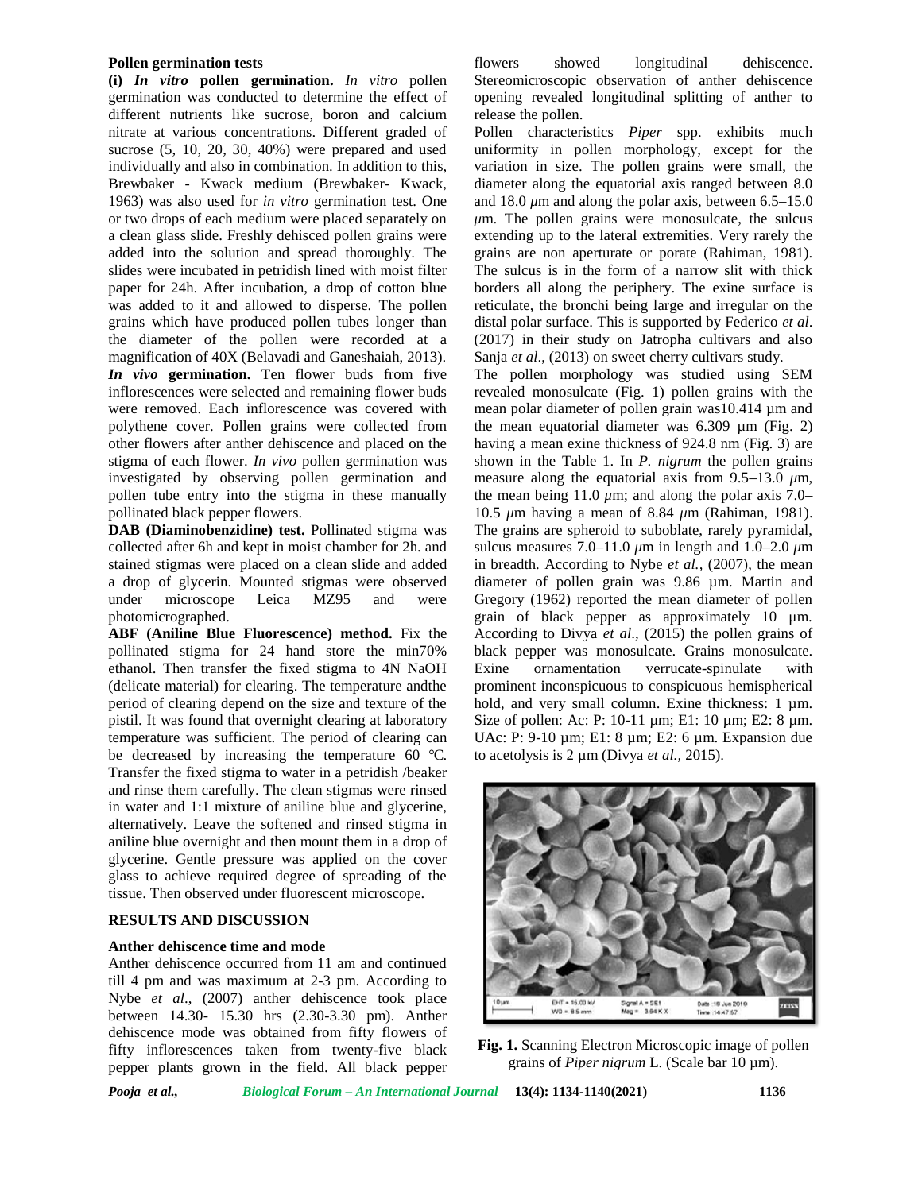### Pollen germination tests

**(i) *In vitro* pollen germination.** *In vitro* pollen germination was conducted to determine the effect of different nutrients like sucrose, boron and calcium nitrate at various concentrations. Different graded of sucrose (5, 10, 20, 30, 40%) were prepared and used individually and also in combination. In addition to this, Brewbaker - Kwack medium (Brewbaker- Kwack, 1963) was also used for *in vitro* germination test. One or two drops of each medium were placed separately on a clean glass slide. Freshly dehisced pollen grains were added into the solution and spread thoroughly. The slides were incubated in petridish lined with moist filter paper for 24h. After incubation, a drop of cotton blue was added to it and allowed to disperse. The pollen grains which have produced pollen tubes longer than the diameter of the pollen were recorded at a magnification of 40X (Belavadi and Ganeshaiah, 2013).

***In vivo* germination.** Ten flower buds from five inflorescences were selected and remaining flower buds were removed. Each inflorescence was covered with polythene cover. Pollen grains were collected from other flowers after anther dehiscence and placed on the stigma of each flower. *In vivo* pollen germination was investigated by observing pollen germination and pollen tube entry into the stigma in these manually pollinated black pepper flowers.

**DAB (Diaminobenzidine) test.** Pollinated stigma was collected after 6h and kept in moist chamber for 2h. and stained stigmas were placed on a clean slide and added a drop of glycerin. Mounted stigmas were observed under microscope Leica MZ95 and were photomicrographed.

**ABF (Aniline Blue Fluorescence) method.** Fix the pollinated stigma for 24 hand store the min70% ethanol. Then transfer the fixed stigma to 4N NaOH (delicate material) for clearing. The temperature andthe period of clearing depend on the size and texture of the pistil. It was found that overnight clearing at laboratory temperature was sufficient. The period of clearing can be decreased by increasing the temperature 60 ℃. Transfer the fixed stigma to water in a petridish /beaker and rinse them carefully. The clean stigmas were rinsed in water and 1:1 mixture of aniline blue and glycerine, alternatively. Leave the softened and rinsed stigma in aniline blue overnight and then mount them in a drop of glycerine. Gentle pressure was applied on the cover glass to achieve required degree of spreading of the tissue. Then observed under fluorescent microscope.

## RESULTS AND DISCUSSION

### Anther dehiscence time and mode

Anther dehiscence occurred from 11 am and continued till 4 pm and was maximum at 2-3 pm. According to Nybe *et al*., (2007) anther dehiscence took place between 14.30- 15.30 hrs (2.30-3.30 pm). Anther dehiscence mode was obtained from fifty flowers of fifty inflorescences taken from twenty-five black pepper plants grown in the field. All black pepper flowers showed longitudinal dehiscence. Stereomicroscopic observation of anther dehiscence opening revealed longitudinal splitting of anther to release the pollen.

Pollen characteristics *Piper* spp. exhibits much uniformity in pollen morphology, except for the variation in size. The pollen grains were small, the diameter along the equatorial axis ranged between 8.0 and 18.0 *μ*m and along the polar axis, between 6.5–15.0 *μ*m. The pollen grains were monosulcate, the sulcus extending up to the lateral extremities. Very rarely the grains are non aperturate or porate (Rahiman, 1981). The sulcus is in the form of a narrow slit with thick borders all along the periphery. The exine surface is reticulate, the bronchi being large and irregular on the distal polar surface. This is supported by Federico *et al*. (2017) in their study on Jatropha cultivars and also Sanja *et al*., (2013) on sweet cherry cultivars study.

The pollen morphology was studied using SEM revealed monosulcate (Fig. 1) pollen grains with the mean polar diameter of pollen grain was10.414 µm and the mean equatorial diameter was 6.309 µm (Fig. 2) having a mean exine thickness of 924.8 nm (Fig. 3) are shown in the Table 1. In *P. nigrum* the pollen grains measure along the equatorial axis from 9.5–13.0 *μ*m, the mean being 11.0 *μ*m; and along the polar axis 7.0–10.5 *μ*m having a mean of 8.84 *μ*m (Rahiman, 1981). The grains are spheroid to suboblate, rarely pyramidal, sulcus measures 7.0–11.0 *μ*m in length and 1.0–2.0 *μ*m in breadth. According to Nybe *et al.,* (2007), the mean diameter of pollen grain was 9.86 µm. Martin and Gregory (1962) reported the mean diameter of pollen grain of black pepper as approximately 10 µm. According to Divya *et al*., (2015) the pollen grains of black pepper was monosulcate. Grains monosulcate. Exine ornamentation verrucate-spinulate with prominent inconspicuous to conspicuous hemispherical hold, and very small column. Exine thickness: 1 µm. Size of pollen: Ac: P: 10-11 µm; E1: 10 µm; E2: 8 µm. UAc: P: 9-10 µm; E1: 8 µm; E2: 6 µm. Expansion due to acetolysis is 2 µm (Divya *et al.,* 2015).

**Fig. 1.** Scanning Electron Microscopic image of pollen grains of *Piper nigrum* L. (Scale bar 10 µm).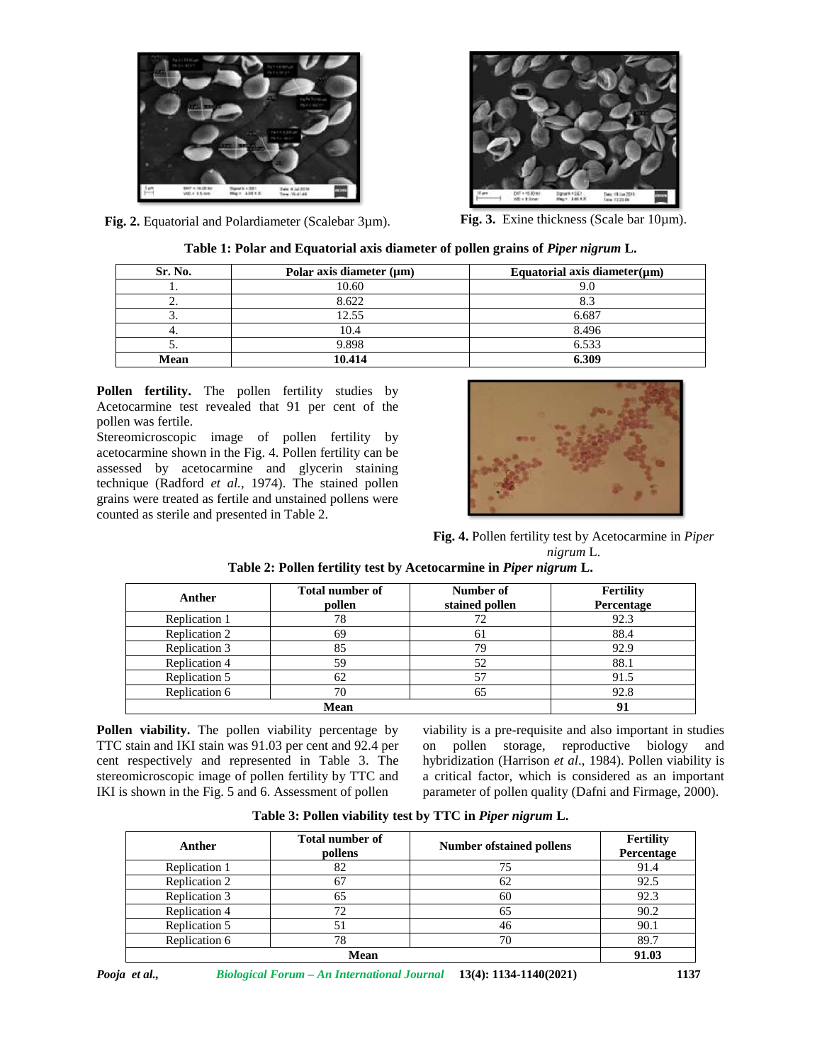Fig. 2. Equatorial and Polardiameter (Scalebar 3µm).

Fig. 3. Exine thickness (Scale bar 10µm).

**Table 1: Polar and Equatorial axis diameter of pollen grains of *Piper nigrum* L.**

| Sr. No. | Polar axis diameter (µm) | Equatorial axis diameter(µm) |
|---|---|---|
| 1. | 10.60 | 9.0 |
| 2. | 8.622 | 8.3 |
| 3. | 12.55 | 6.687 |
| 4. | 10.4 | 8.496 |
| 5. | 9.898 | 6.533 |
| **Mean** | **10.414** | **6.309** |

**Pollen fertility.** The pollen fertility studies by Acetocarmine test revealed that 91 per cent of the pollen was fertile.
Stereomicroscopic image of pollen fertility by acetocarmine shown in the Fig. 4. Pollen fertility can be assessed by acetocarmine and glycerin staining technique (Radford *et al.,* 1974). The stained pollen grains were treated as fertile and unstained pollens were counted as sterile and presented in Table 2.

**Fig. 4.** Pollen fertility test by Acetocarmine in *Piper nigrum* L.

**Table 2: Pollen fertility test by Acetocarmine in *Piper nigrum* L.**

| Anther | Total number of pollen | Number of stained pollen | Fertility Percentage |
|---|---|---|---|
| Replication 1 | 78 | 72 | 92.3 |
| Replication 2 | 69 | 61 | 88.4 |
| Replication 3 | 85 | 79 | 92.9 |
| Replication 4 | 59 | 52 | 88.1 |
| Replication 5 | 62 | 57 | 91.5 |
| Replication 6 | 70 | 65 | 92.8 |
| **Mean** | | | **91** |

**Pollen viability.** The pollen viability percentage by TTC stain and IKI stain was 91.03 per cent and 92.4 per cent respectively and represented in Table 3. The stereomicroscopic image of pollen fertility by TTC and IKI is shown in the Fig. 5 and 6. Assessment of pollen viability is a pre-requisite and also important in studies on pollen storage, reproductive biology and hybridization (Harrison *et al*., 1984). Pollen viability is a critical factor, which is considered as an important parameter of pollen quality (Dafni and Firmage, 2000).

**Table 3: Pollen viability test by TTC in *Piper nigrum* L.**

| Anther | Total number of pollens | Number ofstained pollens | Fertility Percentage |
|---|---|---|---|
| Replication 1 | 82 | 75 | 91.4 |
| Replication 2 | 67 | 62 | 92.5 |
| Replication 3 | 65 | 60 | 92.3 |
| Replication 4 | 72 | 65 | 90.2 |
| Replication 5 | 51 | 46 | 90.1 |
| Replication 6 | 78 | 70 | 89.7 |
| **Mean** | | | **91.03** |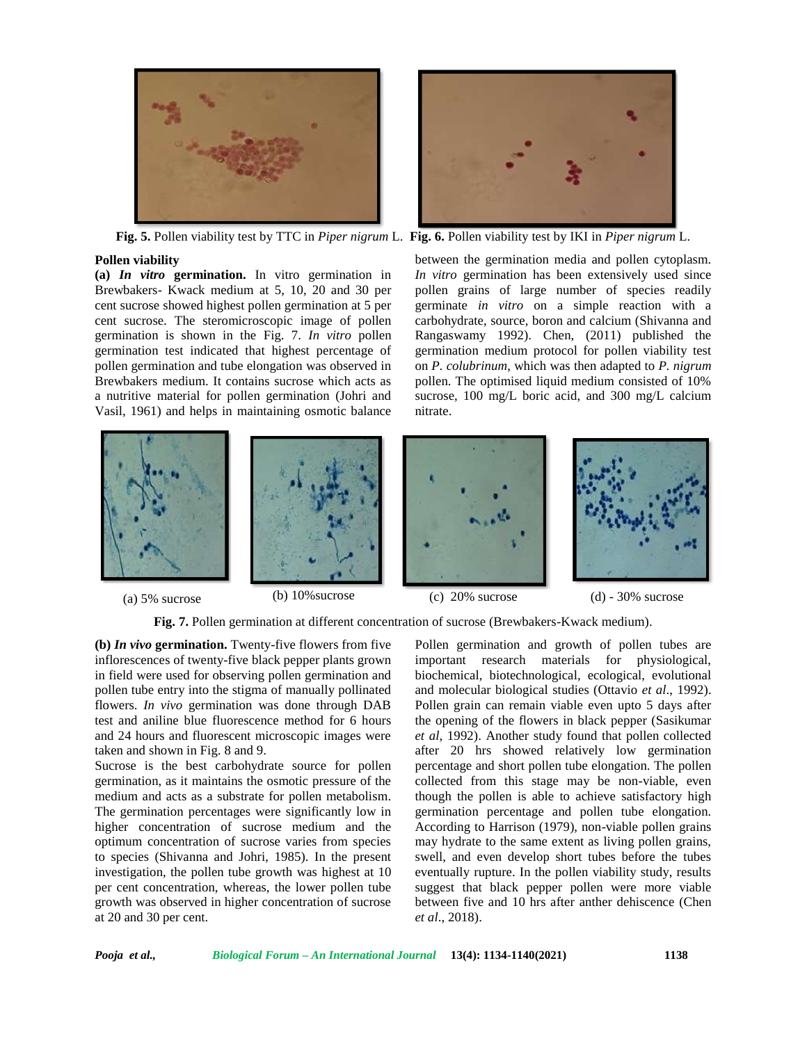Fig. 5. Pollen viability test by TTC in *Piper nigrum* L.

Fig. 6. Pollen viability test by IKI in *Piper nigrum* L.

**Pollen viability**

**(a) *In vitro* germination.** In vitro germination in Brewbakers- Kwack medium at 5, 10, 20 and 30 per cent sucrose showed highest pollen germination at 5 per cent sucrose. The steromicroscopic image of pollen germination is shown in the Fig. 7. *In vitro* pollen germination test indicated that highest percentage of pollen germination and tube elongation was observed in Brewbakers medium. It contains sucrose which acts as a nutritive material for pollen germination (Johri and Vasil, 1961) and helps in maintaining osmotic balance between the germination media and pollen cytoplasm. *In vitro* germination has been extensively used since pollen grains of large number of species readily germinate *in vitro* on a simple reaction with a carbohydrate, source, boron and calcium (Shivanna and Rangaswamy 1992). Chen, (2011) published the germination medium protocol for pollen viability test on *P. colubrinum*, which was then adapted to *P. nigrum* pollen. The optimised liquid medium consisted of 10% sucrose, 100 mg/L boric acid, and 300 mg/L calcium nitrate.

(a) 5% sucrose (b) 10%sucrose (c) 20% sucrose (d) - 30% sucrose

**Fig. 7.** Pollen germination at different concentration of sucrose (Brewbakers-Kwack medium).

**(b) *In vivo* germination.** Twenty-five flowers from five inflorescences of twenty-five black pepper plants grown in field were used for observing pollen germination and pollen tube entry into the stigma of manually pollinated flowers. *In vivo* germination was done through DAB test and aniline blue fluorescence method for 6 hours and 24 hours and fluorescent microscopic images were taken and shown in Fig. 8 and 9.

Sucrose is the best carbohydrate source for pollen germination, as it maintains the osmotic pressure of the medium and acts as a substrate for pollen metabolism. The germination percentages were significantly low in higher concentration of sucrose medium and the optimum concentration of sucrose varies from species to species (Shivanna and Johri, 1985). In the present investigation, the pollen tube growth was highest at 10 per cent concentration, whereas, the lower pollen tube growth was observed in higher concentration of sucrose at 20 and 30 per cent.

Pollen germination and growth of pollen tubes are important research materials for physiological, biochemical, biotechnological, ecological, evolutional and molecular biological studies (Ottavio *et al*., 1992). Pollen grain can remain viable even upto 5 days after the opening of the flowers in black pepper (Sasikumar *et al*, 1992). Another study found that pollen collected after 20 hrs showed relatively low germination percentage and short pollen tube elongation. The pollen collected from this stage may be non-viable, even though the pollen is able to achieve satisfactory high germination percentage and pollen tube elongation. According to Harrison (1979), non-viable pollen grains may hydrate to the same extent as living pollen grains, swell, and even develop short tubes before the tubes eventually rupture. In the pollen viability study, results suggest that black pepper pollen were more viable between five and 10 hrs after anther dehiscence (Chen *et al*., 2018).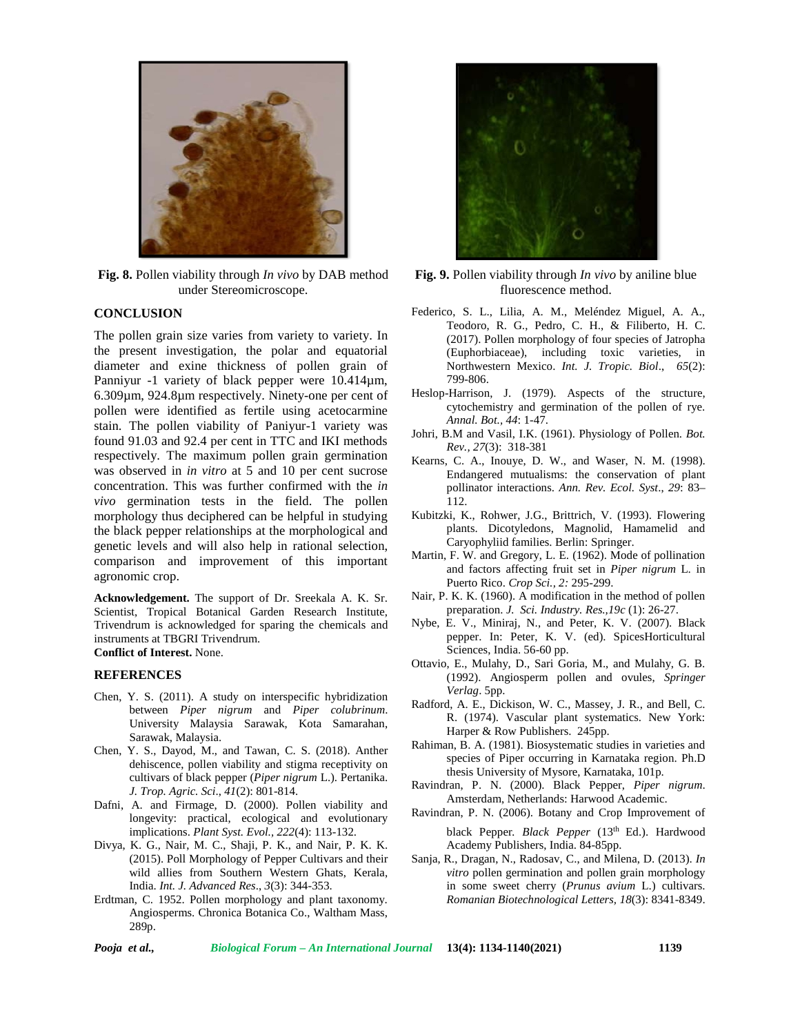Fig. 8. Pollen viability through *In vivo* by DAB method under Stereomicroscope.

Fig. 9. Pollen viability through *In vivo* by aniline blue fluorescence method.

## CONCLUSION

The pollen grain size varies from variety to variety. In the present investigation, the polar and equatorial diameter and exine thickness of pollen grain of Panniyur -1 variety of black pepper were 10.414µm, 6.309µm, 924.8µm respectively. Ninety-one per cent of pollen were identified as fertile using acetocarmine stain. The pollen viability of Paniyur-1 variety was found 91.03 and 92.4 per cent in TTC and IKI methods respectively. The maximum pollen grain germination was observed in *in vitro* at 5 and 10 per cent sucrose concentration. This was further confirmed with the *in vivo* germination tests in the field. The pollen morphology thus deciphered can be helpful in studying the black pepper relationships at the morphological and genetic levels and will also help in rational selection, comparison and improvement of this important agronomic crop.

**Acknowledgement.** The support of Dr. Sreekala A. K. Sr. Scientist, Tropical Botanical Garden Research Institute, Trivendrum is acknowledged for sparing the chemicals and instruments at TBGRI Trivendrum.

**Conflict of Interest.** None.

## REFERENCES

Chen, Y. S. (2011). A study on interspecific hybridization between *Piper nigrum* and *Piper colubrinum*. University Malaysia Sarawak, Kota Samarahan, Sarawak, Malaysia.

Chen, Y. S., Dayod, M., and Tawan, C. S. (2018). Anther dehiscence, pollen viability and stigma receptivity on cultivars of black pepper (*Piper nigrum* L.). Pertanika. *J. Trop. Agric. Sci*., *41*(2): 801-814.

Dafni, A. and Firmage, D. (2000). Pollen viability and longevity: practical, ecological and evolutionary implications. *Plant Syst. Evol.*, *222*(4): 113-132.

Divya, K. G., Nair, M. C., Shaji, P. K., and Nair, P. K. K. (2015). Poll Morphology of Pepper Cultivars and their wild allies from Southern Western Ghats, Kerala, India. *Int. J. Advanced Res*., *3*(3): 344-353.

Erdtman, C. 1952. Pollen morphology and plant taxonomy. Angiosperms. Chronica Botanica Co., Waltham Mass, 289p.

Federico, S. L., Lilia, A. M., Meléndez Miguel, A. A., Teodoro, R. G., Pedro, C. H., & Filiberto, H. C. (2017). Pollen morphology of four species of Jatropha (Euphorbiaceae), including toxic varieties, in Northwestern Mexico. *Int. J. Tropic. Biol*., *65*(2): 799-806.

Heslop-Harrison, J. (1979). Aspects of the structure, cytochemistry and germination of the pollen of rye. *Annal. Bot.*, *44*: 1-47.

Johri, B.M and Vasil, I.K. (1961). Physiology of Pollen. *Bot. Rev.*, *27*(3): 318-381

Kearns, C. A., Inouye, D. W., and Waser, N. M. (1998). Endangered mutualisms: the conservation of plant pollinator interactions. *Ann. Rev. Ecol. Syst*., *29*: 83–112.

Kubitzki, K., Rohwer, J.G., Brittrich, V. (1993). Flowering plants. Dicotyledons, Magnolid, Hamamelid and Caryophyliid families. Berlin: Springer.

Martin, F. W. and Gregory, L. E. (1962). Mode of pollination and factors affecting fruit set in *Piper nigrum* L. in Puerto Rico. *Crop Sci., 2:* 295-299.

Nair, P. K. K. (1960). A modification in the method of pollen preparation. *J. Sci. Industry. Res.,19c* (1): 26-27.

Nybe, E. V., Miniraj, N., and Peter, K. V. (2007). Black pepper. In: Peter, K. V. (ed). SpicesHorticultural Sciences, India. 56-60 pp.

Ottavio, E., Mulahy, D., Sari Goria, M., and Mulahy, G. B. (1992). Angiosperm pollen and ovules, *Springer Verlag*. 5pp.

Radford, A. E., Dickison, W. C., Massey, J. R., and Bell, C. R. (1974). Vascular plant systematics. New York: Harper & Row Publishers. 245pp.

Rahiman, B. A. (1981). Biosystematic studies in varieties and species of Piper occurring in Karnataka region. Ph.D thesis University of Mysore, Karnataka, 101p.

Ravindran, P. N. (2000). Black Pepper, *Piper nigrum*. Amsterdam, Netherlands: Harwood Academic.

Ravindran, P. N. (2006). Botany and Crop Improvement of black Pepper. *Black Pepper* (13th Ed.). Hardwood Academy Publishers, India. 84-85pp.

Sanja, R., Dragan, N., Radosav, C., and Milena, D. (2013). *In vitro* pollen germination and pollen grain morphology in some sweet cherry (*Prunus avium* L.) cultivars. *Romanian Biotechnological Letters, 18*(3): 8341-8349.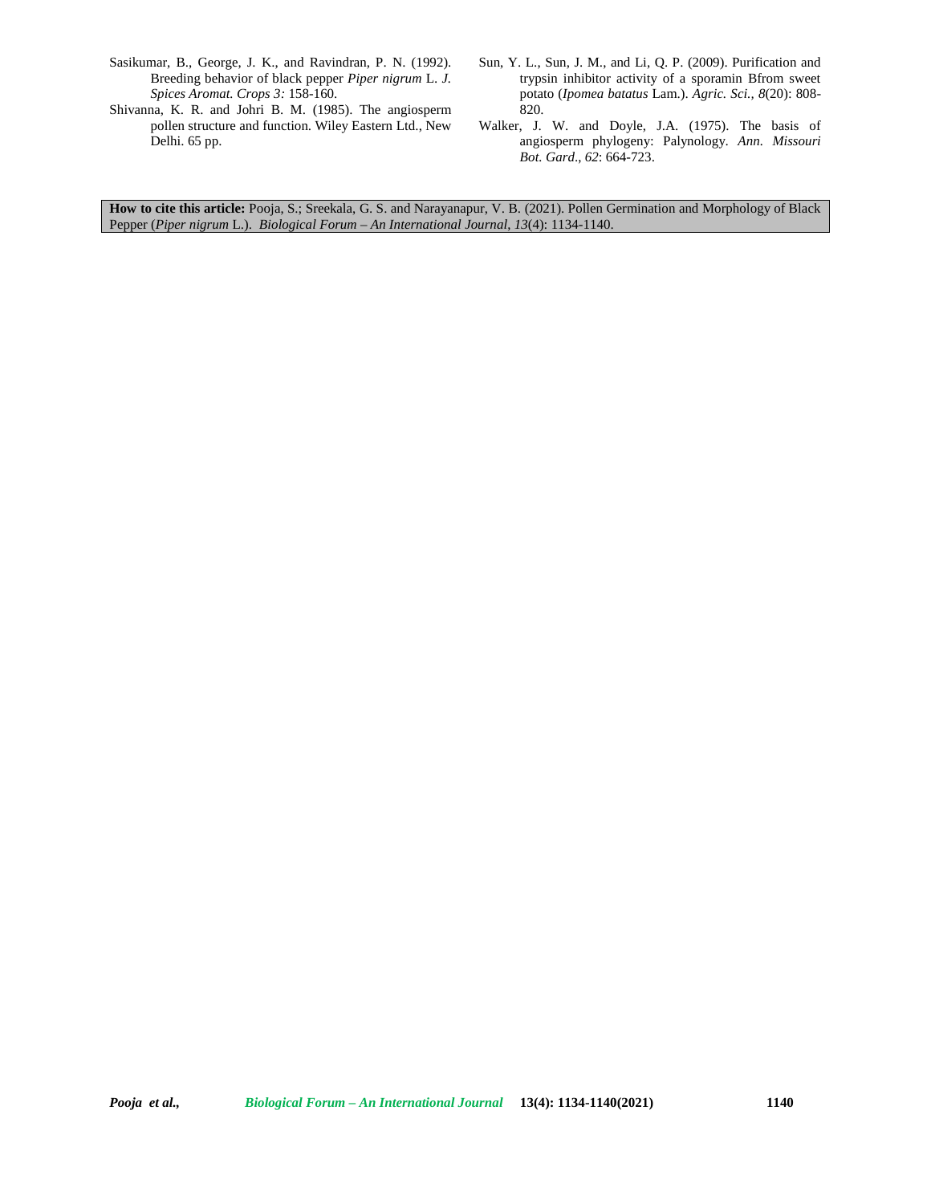Sasikumar, B., George, J. K., and Ravindran, P. N. (1992). Breeding behavior of black pepper *Piper nigrum* L. *J. Spices Aromat. Crops 3:* 158-160.

Shivanna, K. R. and Johri B. M. (1985). The angiosperm pollen structure and function. Wiley Eastern Ltd., New Delhi. 65 pp.

Sun, Y. L., Sun, J. M., and Li, Q. P. (2009). Purification and trypsin inhibitor activity of a sporamin Bfrom sweet potato (*Ipomea batatus* Lam.). *Agric. Sci., 8*(20): 808-820.

Walker, J. W. and Doyle, J.A. (1975). The basis of angiosperm phylogeny: Palynology. *Ann. Missouri Bot. Gard*., *62*: 664-723.

**How to cite this article:** Pooja, S.; Sreekala, G. S. and Narayanapur, V. B. (2021). Pollen Germination and Morphology of Black Pepper (*Piper nigrum* L.). *Biological Forum – An International Journal*, *13*(4): 1134-1140.